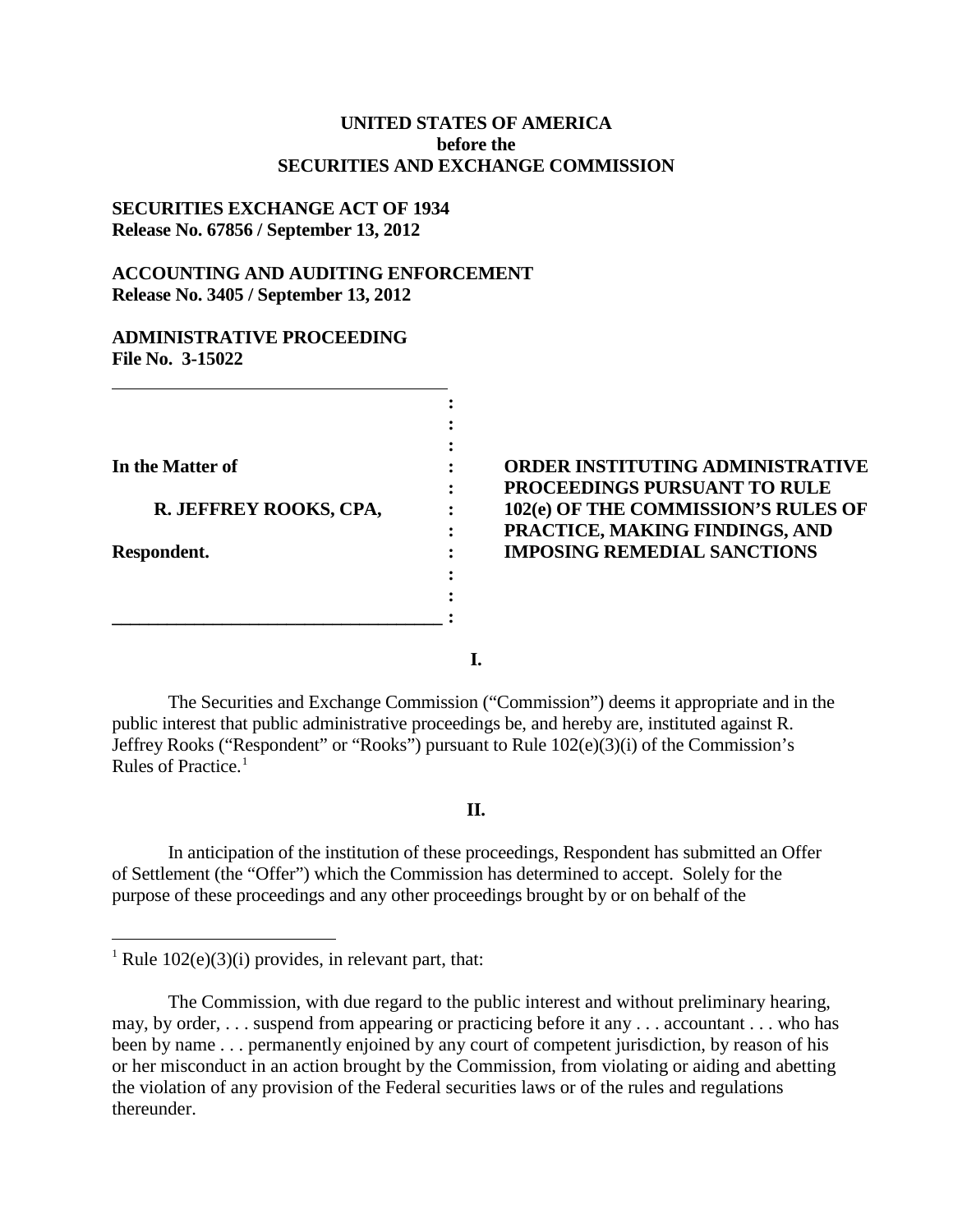**UNITED STATES OF AMERICA**
**before the**
**SECURITIES AND EXCHANGE COMMISSION**

**SECURITIES EXCHANGE ACT OF 1934**
**Release No. 67856 / September 13, 2012**

**ACCOUNTING AND AUDITING ENFORCEMENT**
**Release No. 3405 / September 13, 2012**

**ADMINISTRATIVE PROCEEDING**
**File No. 3-15022**

| | | |
|---|---|---|
| **In the Matter of** | : | **ORDER INSTITUTING ADMINISTRATIVE PROCEEDINGS PURSUANT TO RULE 102(e) OF THE COMMISSION'S RULES OF PRACTICE, MAKING FINDINGS, AND IMPOSING REMEDIAL SANCTIONS** |
| **R. JEFFREY ROOKS, CPA,** | : | |
| **Respondent.** | : | |

## I.

The Securities and Exchange Commission ("Commission") deems it appropriate and in the public interest that public administrative proceedings be, and hereby are, instituted against R. Jeffrey Rooks ("Respondent" or "Rooks") pursuant to Rule 102(e)(3)(i) of the Commission's Rules of Practice.[1]

## II.

In anticipation of the institution of these proceedings, Respondent has submitted an Offer of Settlement (the "Offer") which the Commission has determined to accept. Solely for the purpose of these proceedings and any other proceedings brought by or on behalf of the

---

[1] Rule 102(e)(3)(i) provides, in relevant part, that:

The Commission, with due regard to the public interest and without preliminary hearing, may, by order, . . . suspend from appearing or practicing before it any . . . accountant . . . who has been by name . . . permanently enjoined by any court of competent jurisdiction, by reason of his or her misconduct in an action brought by the Commission, from violating or aiding and abetting the violation of any provision of the Federal securities laws or of the rules and regulations thereunder.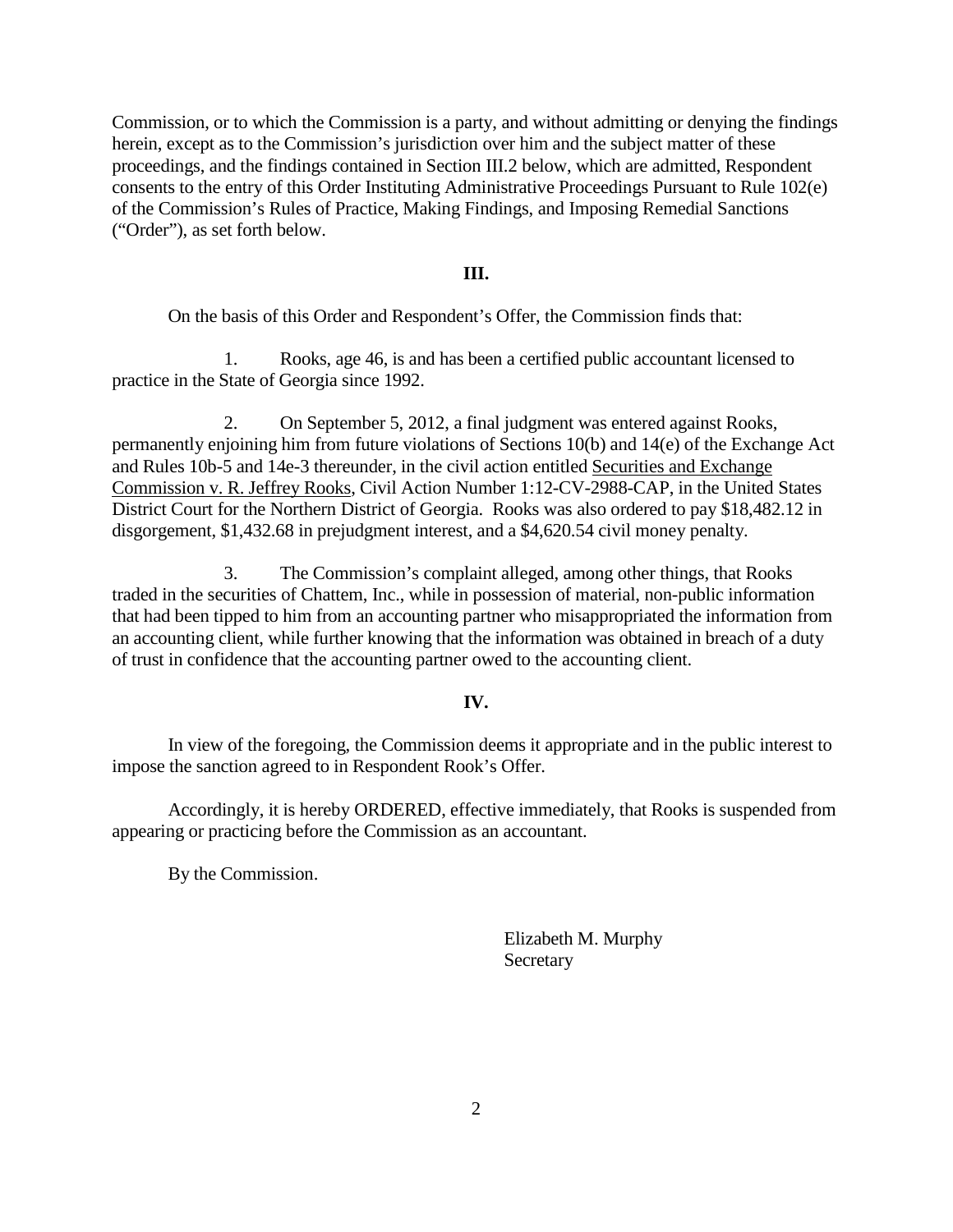Commission, or to which the Commission is a party, and without admitting or denying the findings herein, except as to the Commission's jurisdiction over him and the subject matter of these proceedings, and the findings contained in Section III.2 below, which are admitted, Respondent consents to the entry of this Order Instituting Administrative Proceedings Pursuant to Rule 102(e) of the Commission's Rules of Practice, Making Findings, and Imposing Remedial Sanctions ("Order"), as set forth below.

## III.

On the basis of this Order and Respondent's Offer, the Commission finds that:

1. Rooks, age 46, is and has been a certified public accountant licensed to practice in the State of Georgia since 1992.

2. On September 5, 2012, a final judgment was entered against Rooks, permanently enjoining him from future violations of Sections 10(b) and 14(e) of the Exchange Act and Rules 10b-5 and 14e-3 thereunder, in the civil action entitled Securities and Exchange Commission v. R. Jeffrey Rooks, Civil Action Number 1:12-CV-2988-CAP, in the United States District Court for the Northern District of Georgia. Rooks was also ordered to pay $18,482.12 in disgorgement, $1,432.68 in prejudgment interest, and a $4,620.54 civil money penalty.

3. The Commission's complaint alleged, among other things, that Rooks traded in the securities of Chattem, Inc., while in possession of material, non-public information that had been tipped to him from an accounting partner who misappropriated the information from an accounting client, while further knowing that the information was obtained in breach of a duty of trust in confidence that the accounting partner owed to the accounting client.

## IV.

In view of the foregoing, the Commission deems it appropriate and in the public interest to impose the sanction agreed to in Respondent Rook's Offer.

Accordingly, it is hereby ORDERED, effective immediately, that Rooks is suspended from appearing or practicing before the Commission as an accountant.

By the Commission.

Elizabeth M. Murphy
Secretary